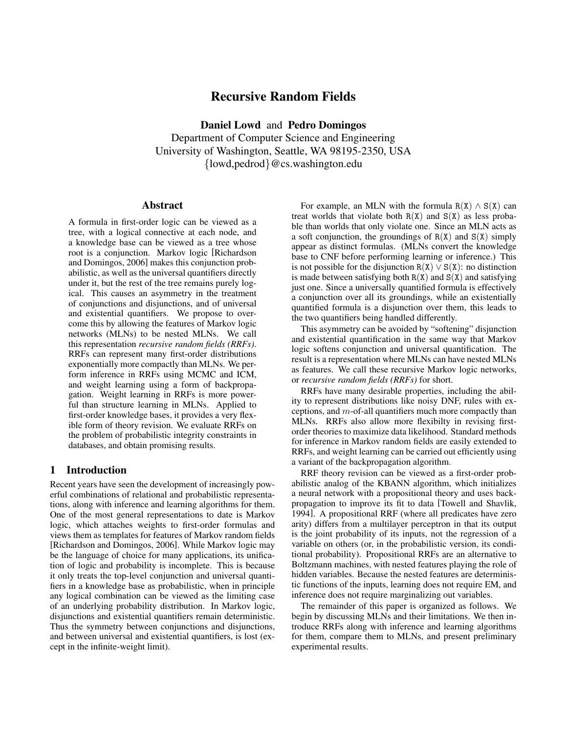# Recursive Random Fields

**Daniel Lowd** and **Pedro Domingos**

Department of Computer Science and Engineering
University of Washington, Seattle, WA 98195-2350, USA
{lowd,pedrod}@cs.washington.edu

## Abstract

A formula in first-order logic can be viewed as a tree, with a logical connective at each node, and a knowledge base can be viewed as a tree whose root is a conjunction. Markov logic [Richardson and Domingos, 2006] makes this conjunction probabilistic, as well as the universal quantifiers directly under it, but the rest of the tree remains purely logical. This causes an asymmetry in the treatment of conjunctions and disjunctions, and of universal and existential quantifiers. We propose to overcome this by allowing the features of Markov logic networks (MLNs) to be nested MLNs. We call this representation *recursive random fields (RRFs)*. RRFs can represent many first-order distributions exponentially more compactly than MLNs. We perform inference in RRFs using MCMC and ICM, and weight learning using a form of backpropagation. Weight learning in RRFs is more powerful than structure learning in MLNs. Applied to first-order knowledge bases, it provides a very flexible form of theory revision. We evaluate RRFs on the problem of probabilistic integrity constraints in databases, and obtain promising results.

## 1 Introduction

Recent years have seen the development of increasingly powerful combinations of relational and probabilistic representations, along with inference and learning algorithms for them. One of the most general representations to date is Markov logic, which attaches weights to first-order formulas and views them as templates for features of Markov random fields [Richardson and Domingos, 2006]. While Markov logic may be the language of choice for many applications, its unification of logic and probability is incomplete. This is because it only treats the top-level conjunction and universal quantifiers in a knowledge base as probabilistic, when in principle any logical combination can be viewed as the limiting case of an underlying probability distribution. In Markov logic, disjunctions and existential quantifiers remain deterministic. Thus the symmetry between conjunctions and disjunctions, and between universal and existential quantifiers, is lost (except in the infinite-weight limit).

For example, an MLN with the formula $\mathtt{R(X)} \wedge \mathtt{S(X)}$ can treat worlds that violate both R(X) and S(X) as less probable than worlds that only violate one. Since an MLN acts as a soft conjunction, the groundings of R(X) and S(X) simply appear as distinct formulas. (MLNs convert the knowledge base to CNF before performing learning or inference.) This is not possible for the disjunction $\mathtt{R(X)} \vee \mathtt{S(X)}$: no distinction is made between satisfying both R(X) and S(X) and satisfying just one. Since a universally quantified formula is effectively a conjunction over all its groundings, while an existentially quantified formula is a disjunction over them, this leads to the two quantifiers being handled differently.

This asymmetry can be avoided by "softening" disjunction and existential quantification in the same way that Markov logic softens conjunction and universal quantification. The result is a representation where MLNs can have nested MLNs as features. We call these recursive Markov logic networks, or *recursive random fields (RRFs)* for short.

RRFs have many desirable properties, including the ability to represent distributions like noisy DNF, rules with exceptions, and $m$-of-all quantifiers much more compactly than MLNs. RRFs also allow more flexibilty in revising first-order theories to maximize data likelihood. Standard methods for inference in Markov random fields are easily extended to RRFs, and weight learning can be carried out efficiently using a variant of the backpropagation algorithm.

RRF theory revision can be viewed as a first-order probabilistic analog of the KBANN algorithm, which initializes a neural network with a propositional theory and uses backpropagation to improve its fit to data [Towell and Shavlik, 1994]. A propositional RRF (where all predicates have zero arity) differs from a multilayer perceptron in that its output is the joint probability of its inputs, not the regression of a variable on others (or, in the probabilistic version, its conditional probability). Propositional RRFs are an alternative to Boltzmann machines, with nested features playing the role of hidden variables. Because the nested features are deterministic functions of the inputs, learning does not require EM, and inference does not require marginalizing out variables.

The remainder of this paper is organized as follows. We begin by discussing MLNs and their limitations. We then introduce RRFs along with inference and learning algorithms for them, compare them to MLNs, and present preliminary experimental results.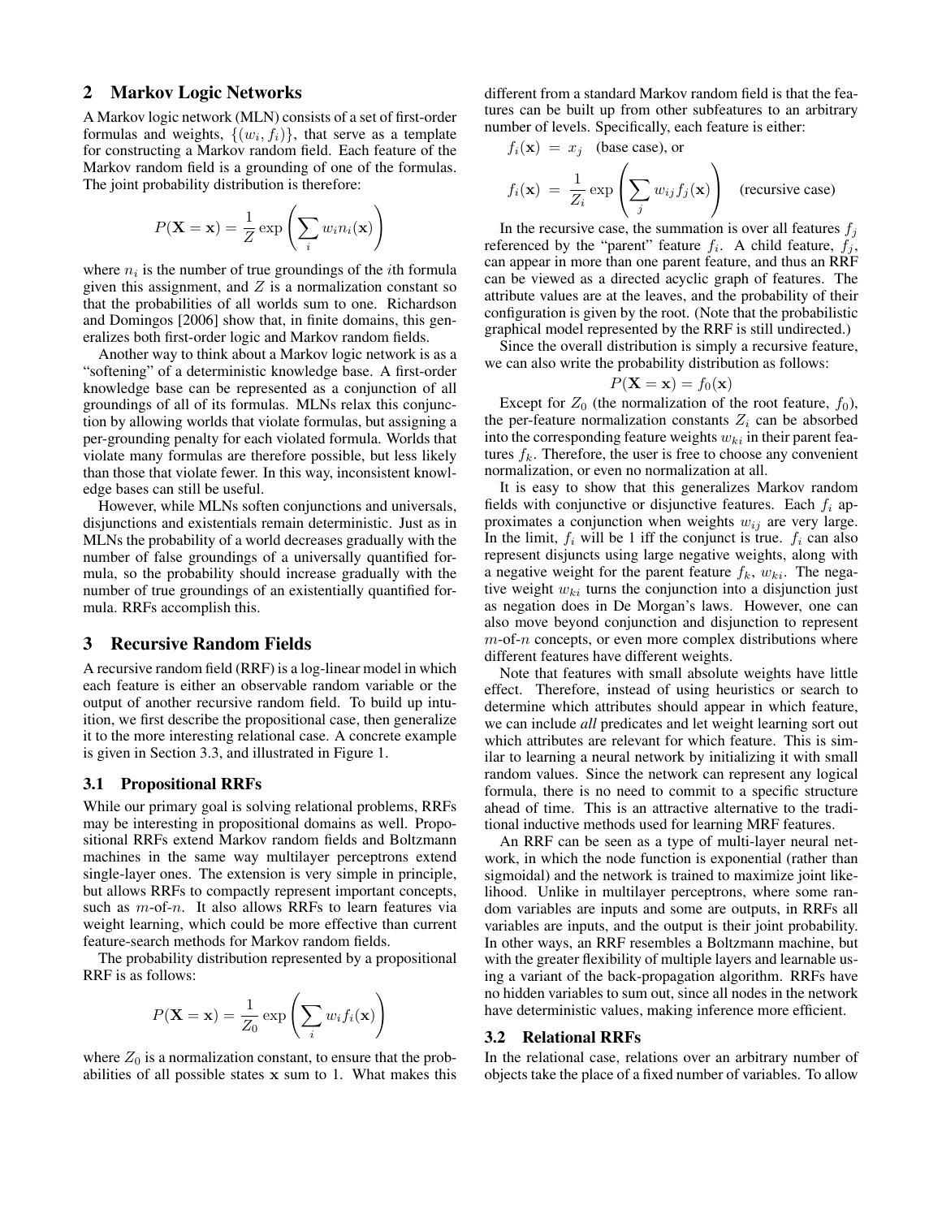## 2 Markov Logic Networks

A Markov logic network (MLN) consists of a set of first-order formulas and weights, $\{(w_i, f_i)\}$, that serve as a template for constructing a Markov random field. Each feature of the Markov random field is a grounding of one of the formulas. The joint probability distribution is therefore:

$$P(\mathbf{X} = \mathbf{x}) = \frac{1}{Z} \exp\left(\sum_i w_i n_i(\mathbf{x})\right)$$

where $n_i$ is the number of true groundings of the $i$th formula given this assignment, and $Z$ is a normalization constant so that the probabilities of all worlds sum to one. Richardson and Domingos [2006] show that, in finite domains, this generalizes both first-order logic and Markov random fields.

Another way to think about a Markov logic network is as a "softening" of a deterministic knowledge base. A first-order knowledge base can be represented as a conjunction of all groundings of all of its formulas. MLNs relax this conjunction by allowing worlds that violate formulas, but assigning a per-grounding penalty for each violated formula. Worlds that violate many formulas are therefore possible, but less likely than those that violate fewer. In this way, inconsistent knowledge bases can still be useful.

However, while MLNs soften conjunctions and universals, disjunctions and existentials remain deterministic. Just as in MLNs the probability of a world decreases gradually with the number of false groundings of a universally quantified formula, so the probability should increase gradually with the number of true groundings of an existentially quantified formula. RRFs accomplish this.

## 3 Recursive Random Fields

A recursive random field (RRF) is a log-linear model in which each feature is either an observable random variable or the output of another recursive random field. To build up intuition, we first describe the propositional case, then generalize it to the more interesting relational case. A concrete example is given in Section 3.3, and illustrated in Figure 1.

### 3.1 Propositional RRFs

While our primary goal is solving relational problems, RRFs may be interesting in propositional domains as well. Propositional RRFs extend Markov random fields and Boltzmann machines in the same way multilayer perceptrons extend single-layer ones. The extension is very simple in principle, but allows RRFs to compactly represent important concepts, such as $m$-of-$n$. It also allows RRFs to learn features via weight learning, which could be more effective than current feature-search methods for Markov random fields.

The probability distribution represented by a propositional RRF is as follows:

$$P(\mathbf{X} = \mathbf{x}) = \frac{1}{Z_0} \exp\left(\sum_i w_i f_i(\mathbf{x})\right)$$

where $Z_0$ is a normalization constant, to ensure that the probabilities of all possible states $\mathbf{x}$ sum to 1. What makes this different from a standard Markov random field is that the features can be built up from other subfeatures to an arbitrary number of levels. Specifically, each feature is either:

$$f_i(\mathbf{x}) = x_j \quad \text{(base case), or}$$

$$f_i(\mathbf{x}) = \frac{1}{Z_i} \exp\left(\sum_j w_{ij} f_j(\mathbf{x})\right) \quad \text{(recursive case)}$$

In the recursive case, the summation is over all features $f_j$ referenced by the "parent" feature $f_i$. A child feature, $f_j$, can appear in more than one parent feature, and thus an RRF can be viewed as a directed acyclic graph of features. The attribute values are at the leaves, and the probability of their configuration is given by the root. (Note that the probabilistic graphical model represented by the RRF is still undirected.)

Since the overall distribution is simply a recursive feature, we can also write the probability distribution as follows:

$$P(\mathbf{X} = \mathbf{x}) = f_0(\mathbf{x})$$

Except for $Z_0$ (the normalization of the root feature, $f_0$), the per-feature normalization constants $Z_i$ can be absorbed into the corresponding feature weights $w_{ki}$ in their parent features $f_k$. Therefore, the user is free to choose any convenient normalization, or even no normalization at all.

It is easy to show that this generalizes Markov random fields with conjunctive or disjunctive features. Each $f_i$ approximates a conjunction when weights $w_{ij}$ are very large. In the limit, $f_i$ will be 1 iff the conjunct is true. $f_i$ can also represent disjuncts using large negative weights, along with a negative weight for the parent feature $f_k$, $w_{ki}$. The negative weight $w_{ki}$ turns the conjunction into a disjunction just as negation does in De Morgan's laws. However, one can also move beyond conjunction and disjunction to represent $m$-of-$n$ concepts, or even more complex distributions where different features have different weights.

Note that features with small absolute weights have little effect. Therefore, instead of using heuristics or search to determine which attributes should appear in which feature, we can include *all* predicates and let weight learning sort out which attributes are relevant for which feature. This is similar to learning a neural network by initializing it with small random values. Since the network can represent any logical formula, there is no need to commit to a specific structure ahead of time. This is an attractive alternative to the traditional inductive methods used for learning MRF features.

An RRF can be seen as a type of multi-layer neural network, in which the node function is exponential (rather than sigmoidal) and the network is trained to maximize joint likelihood. Unlike in multilayer perceptrons, where some random variables are inputs and some are outputs, in RRFs all variables are inputs, and the output is their joint probability. In other ways, an RRF resembles a Boltzmann machine, but with the greater flexibility of multiple layers and learnable using a variant of the back-propagation algorithm. RRFs have no hidden variables to sum out, since all nodes in the network have deterministic values, making inference more efficient.

### 3.2 Relational RRFs

In the relational case, relations over an arbitrary number of objects take the place of a fixed number of variables. To allow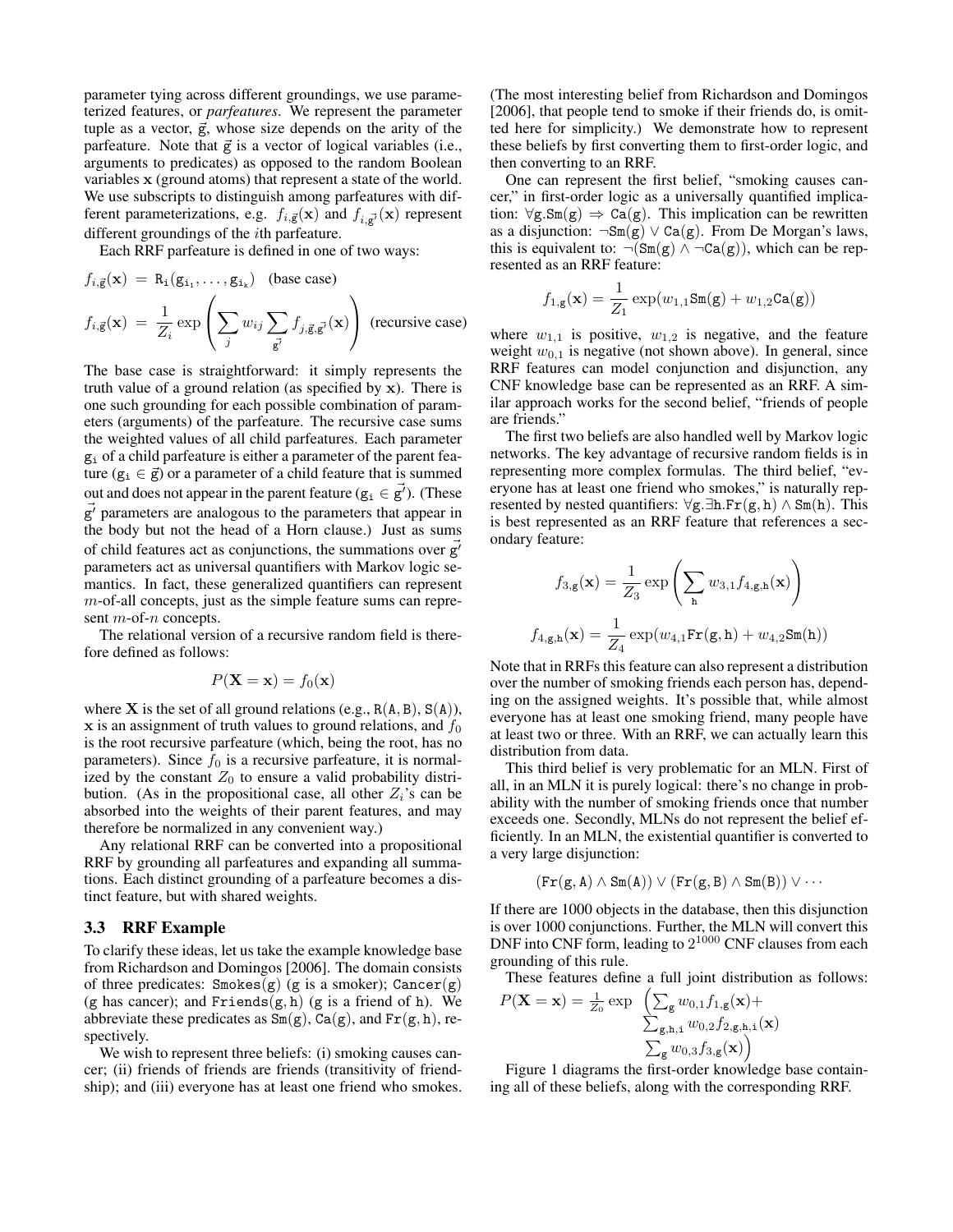parameter tying across different groundings, we use parameterized features, or *parfeatures*. We represent the parameter tuple as a vector, $\vec{g}$, whose size depends on the arity of the parfeature. Note that $\vec{g}$ is a vector of logical variables (i.e., arguments to predicates) as opposed to the random Boolean variables $\mathbf{x}$ (ground atoms) that represent a state of the world. We use subscripts to distinguish among parfeatures with different parameterizations, e.g. $f_{i,\vec{g}}(\mathbf{x})$ and $f_{i,\vec{g}'}(\mathbf{x})$ represent different groundings of the $i$th parfeature.

Each RRF parfeature is defined in one of two ways:

$$f_{i,\vec{g}}(\mathbf{x}) = \mathtt{R_i}(\mathtt{g_{i_1}}, \ldots, \mathtt{g_{i_k}}) \quad \text{(base case)}$$

$$f_{i,\vec{g}}(\mathbf{x}) = \frac{1}{Z_i} \exp\left(\sum_j w_{ij} \sum_{\vec{g}'} f_{j,\vec{g},\vec{g}'}(\mathbf{x})\right) \quad \text{(recursive case)}$$

The base case is straightforward: it simply represents the truth value of a ground relation (as specified by $\mathbf{x}$). There is one such grounding for each possible combination of parameters (arguments) of the parfeature. The recursive case sums the weighted values of all child parfeatures. Each parameter $\mathtt{g_i}$ of a child parfeature is either a parameter of the parent feature ($\mathtt{g_i} \in \vec{g}$) or a parameter of a child feature that is summed out and does not appear in the parent feature ($\mathtt{g_i} \in \vec{g}'$). (These $\vec{g}'$ parameters are analogous to the parameters that appear in the body but not the head of a Horn clause.) Just as sums of child features act as conjunctions, the summations over $\vec{g}'$ parameters act as universal quantifiers with Markov logic semantics. In fact, these generalized quantifiers can represent $m$-of-all concepts, just as the simple feature sums can represent $m$-of-$n$ concepts.

The relational version of a recursive random field is therefore defined as follows:

$$P(\mathbf{X} = \mathbf{x}) = f_0(\mathbf{x})$$

where $\mathbf{X}$ is the set of all ground relations (e.g., $\mathtt{R(A,B)}$, $\mathtt{S(A)}$), $\mathbf{x}$ is an assignment of truth values to ground relations, and $f_0$ is the root recursive parfeature (which, being the root, has no parameters). Since $f_0$ is a recursive parfeature, it is normalized by the constant $Z_0$ to ensure a valid probability distribution. (As in the propositional case, all other $Z_i$'s can be absorbed into the weights of their parent features, and may therefore be normalized in any convenient way.)

Any relational RRF can be converted into a propositional RRF by grounding all parfeatures and expanding all summations. Each distinct grounding of a parfeature becomes a distinct feature, but with shared weights.

### 3.3 RRF Example

To clarify these ideas, let us take the example knowledge base from Richardson and Domingos [2006]. The domain consists of three predicates: $\mathtt{Smokes(g)}$ ($\mathtt{g}$ is a smoker); $\mathtt{Cancer(g)}$ ($\mathtt{g}$ has cancer); and $\mathtt{Friends(g,h)}$ ($\mathtt{g}$ is a friend of $\mathtt{h}$). We abbreviate these predicates as $\mathtt{Sm(g)}$, $\mathtt{Ca(g)}$, and $\mathtt{Fr(g,h)}$, respectively.

We wish to represent three beliefs: (i) smoking causes cancer; (ii) friends of friends are friends (transitivity of friendship); and (iii) everyone has at least one friend who smokes. (The most interesting belief from Richardson and Domingos [2006], that people tend to smoke if their friends do, is omitted here for simplicity.) We demonstrate how to represent these beliefs by first converting them to first-order logic, and then converting to an RRF.

One can represent the first belief, "smoking causes cancer," in first-order logic as a universally quantified implication: $\forall \mathtt{g}.\mathtt{Sm(g)} \Rightarrow \mathtt{Ca(g)}$. This implication can be rewritten as a disjunction: $\neg\mathtt{Sm(g)} \vee \mathtt{Ca(g)}$. From De Morgan's laws, this is equivalent to: $\neg(\mathtt{Sm(g)} \wedge \neg\mathtt{Ca(g)})$, which can be represented as an RRF feature:

$$f_{1,\mathtt{g}}(\mathbf{x}) = \frac{1}{Z_1} \exp(w_{1,1}\mathtt{Sm(g)} + w_{1,2}\mathtt{Ca(g)})$$

where $w_{1,1}$ is positive, $w_{1,2}$ is negative, and the feature weight $w_{0,1}$ is negative (not shown above). In general, since RRF features can model conjunction and disjunction, any CNF knowledge base can be represented as an RRF. A similar approach works for the second belief, "friends of people are friends."

The first two beliefs are also handled well by Markov logic networks. The key advantage of recursive random fields is in representing more complex formulas. The third belief, "everyone has at least one friend who smokes," is naturally represented by nested quantifiers: $\forall \mathtt{g}.\exists \mathtt{h}.\mathtt{Fr(g,h)} \wedge \mathtt{Sm(h)}$. This is best represented as an RRF feature that references a secondary feature:

$$f_{3,\mathtt{g}}(\mathbf{x}) = \frac{1}{Z_3} \exp\left(\sum_{\mathtt{h}} w_{3,1} f_{4,\mathtt{g},\mathtt{h}}(\mathbf{x})\right)$$

$$f_{4,\mathtt{g},\mathtt{h}}(\mathbf{x}) = \frac{1}{Z_4} \exp(w_{4,1}\mathtt{Fr(g,h)} + w_{4,2}\mathtt{Sm(h)})$$

Note that in RRFs this feature can also represent a distribution over the number of smoking friends each person has, depending on the assigned weights. It's possible that, while almost everyone has at least one smoking friend, many people have at least two or three. With an RRF, we can actually learn this distribution from data.

This third belief is very problematic for an MLN. First of all, in an MLN it is purely logical: there's no change in probability with the number of smoking friends once that number exceeds one. Secondly, MLNs do not represent the belief efficiently. In an MLN, the existential quantifier is converted to a very large disjunction:

$$(\mathtt{Fr(g,A)} \wedge \mathtt{Sm(A)}) \vee (\mathtt{Fr(g,B)} \wedge \mathtt{Sm(B)}) \vee \cdots$$

If there are 1000 objects in the database, then this disjunction is over 1000 conjunctions. Further, the MLN will convert this DNF into CNF form, leading to $2^{1000}$ CNF clauses from each grounding of this rule.

These features define a full joint distribution as follows:

$$P(\mathbf{X} = \mathbf{x}) = \frac{1}{Z_0} \exp\Big(\sum_{\mathtt{g}} w_{0,1} f_{1,\mathtt{g}}(\mathbf{x}) + \sum_{\mathtt{g},\mathtt{h},\mathtt{i}} w_{0,2} f_{2,\mathtt{g},\mathtt{h},\mathtt{i}}(\mathbf{x}) \sum_{\mathtt{g}} w_{0,3} f_{3,\mathtt{g}}(\mathbf{x})\Big)$$

Figure 1 diagrams the first-order knowledge base containing all of these beliefs, along with the corresponding RRF.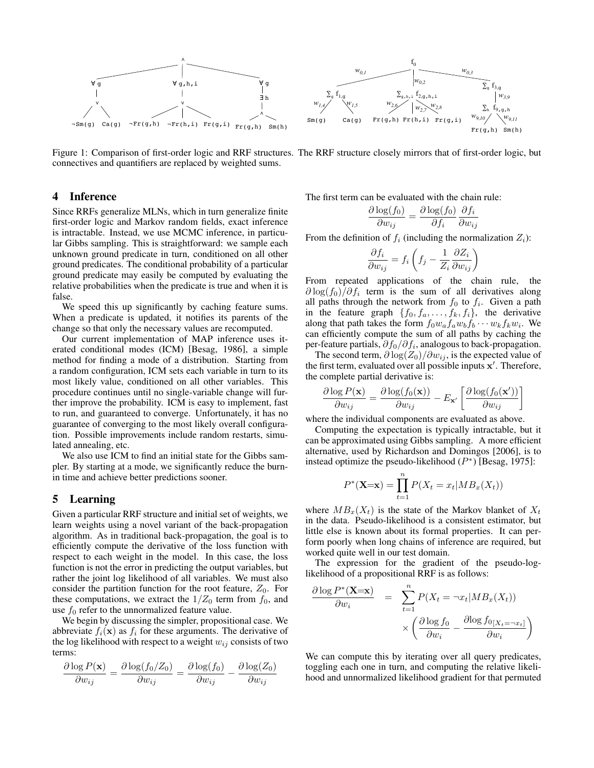Figure 1: Comparison of first-order logic and RRF structures. The RRF structure closely mirrors that of first-order logic, but connectives and quantifiers are replaced by weighted sums.

## 4 Inference

Since RRFs generalize MLNs, which in turn generalize finite first-order logic and Markov random fields, exact inference is intractable. Instead, we use MCMC inference, in particular Gibbs sampling. This is straightforward: we sample each unknown ground predicate in turn, conditioned on all other ground predicates. The conditional probability of a particular ground predicate may easily be computed by evaluating the relative probabilities when the predicate is true and when it is false.

We speed this up significantly by caching feature sums. When a predicate is updated, it notifies its parents of the change so that only the necessary values are recomputed.

Our current implementation of MAP inference uses iterated conditional modes (ICM) [Besag, 1986], a simple method for finding a mode of a distribution. Starting from a random configuration, ICM sets each variable in turn to its most likely value, conditioned on all other variables. This procedure continues until no single-variable change will further improve the probability. ICM is easy to implement, fast to run, and guaranteed to converge. Unfortunately, it has no guarantee of converging to the most likely overall configuration. Possible improvements include random restarts, simulated annealing, etc.

We also use ICM to find an initial state for the Gibbs sampler. By starting at a mode, we significantly reduce the burn-in time and achieve better predictions sooner.

## 5 Learning

Given a particular RRF structure and initial set of weights, we learn weights using a novel variant of the back-propagation algorithm. As in traditional back-propagation, the goal is to efficiently compute the derivative of the loss function with respect to each weight in the model. In this case, the loss function is not the error in predicting the output variables, but rather the joint log likelihood of all variables. We must also consider the partition function for the root feature, $Z_0$. For these computations, we extract the $1/Z_0$ term from $f_0$, and use $f_0$ refer to the unnormalized feature value.

We begin by discussing the simpler, propositional case. We abbreviate $f_i(\mathbf{x})$ as $f_i$ for these arguments. The derivative of the log likelihood with respect to a weight $w_{ij}$ consists of two terms:

$$\frac{\partial \log P(\mathbf{x})}{\partial w_{ij}} = \frac{\partial \log(f_0/Z_0)}{\partial w_{ij}} = \frac{\partial \log(f_0)}{\partial w_{ij}} - \frac{\partial \log(Z_0)}{\partial w_{ij}}$$

The first term can be evaluated with the chain rule:

$$\frac{\partial \log(f_0)}{\partial w_{ij}} = \frac{\partial \log(f_0)}{\partial f_i}\frac{\partial f_i}{\partial w_{ij}}$$

From the definition of $f_i$ (including the normalization $Z_i$):

$$\frac{\partial f_i}{\partial w_{ij}} = f_i\left(f_j - \frac{1}{Z_i}\frac{\partial Z_i}{\partial w_{ij}}\right)$$

From repeated applications of the chain rule, the $\partial \log(f_0)/\partial f_i$ term is the sum of all derivatives along all paths through the network from $f_0$ to $f_i$. Given a path in the feature graph $\{f_0, f_a, \ldots, f_k, f_i\}$, the derivative along that path takes the form $f_0 w_a f_a w_b f_b \cdots w_k f_k w_i$. We can efficiently compute the sum of all paths by caching the per-feature partials, $\partial f_0/\partial f_i$, analogous to back-propagation.

The second term, $\partial \log(Z_0)/\partial w_{ij}$, is the expected value of the first term, evaluated over all possible inputs $\mathbf{x}'$. Therefore, the complete partial derivative is:

$$\frac{\partial \log P(\mathbf{x})}{\partial w_{ij}} = \frac{\partial \log(f_0(\mathbf{x}))}{\partial w_{ij}} - E_{\mathbf{x}'}\left[\frac{\partial \log(f_0(\mathbf{x}'))}{\partial w_{ij}}\right]$$

where the individual components are evaluated as above.

Computing the expectation is typically intractable, but it can be approximated using Gibbs sampling. A more efficient alternative, used by Richardson and Domingos [2006], is to instead optimize the pseudo-likelihood ($P^*$) [Besag, 1975]:

$$P^*(\mathbf{X}{=}\mathbf{x}) = \prod_{t=1}^{n} P(X_t = x_t | MB_x(X_t))$$

where $MB_x(X_t)$ is the state of the Markov blanket of $X_t$ in the data. Pseudo-likelihood is a consistent estimator, but little else is known about its formal properties. It can perform poorly when long chains of inference are required, but worked quite well in our test domain.

The expression for the gradient of the pseudo-log-likelihood of a propositional RRF is as follows:

$$\frac{\partial \log P^*(\mathbf{X}{=}\mathbf{x})}{\partial w_i} = \sum_{t=1}^{n} P(X_t = \neg x_t | MB_x(X_t)) \times \left(\frac{\partial \log f_0}{\partial w_i} - \frac{\partial \log f_{0[X_t=\neg x_t]}}{\partial w_i}\right)$$

We can compute this by iterating over all query predicates, toggling each one in turn, and computing the relative likelihood and unnormalized likelihood gradient for that permuted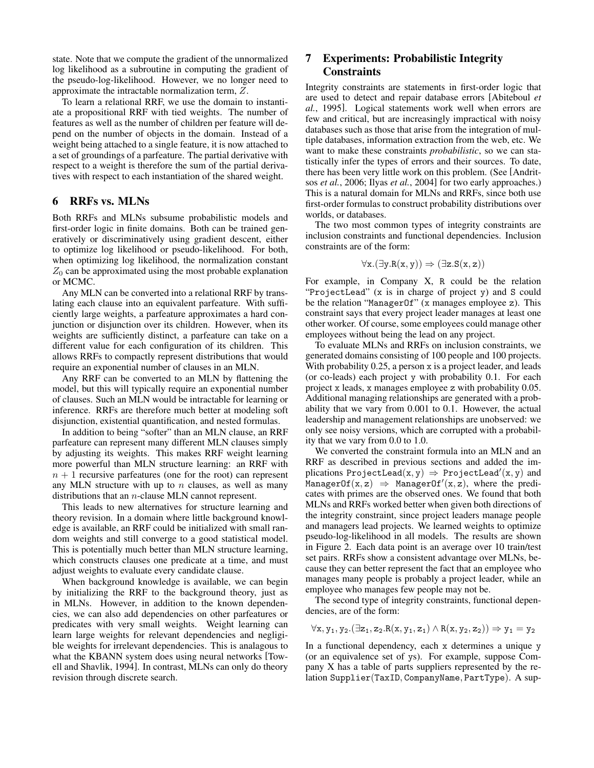state. Note that we compute the gradient of the unnormalized log likelihood as a subroutine in computing the gradient of the pseudo-log-likelihood. However, we no longer need to approximate the intractable normalization term, $Z$.

To learn a relational RRF, we use the domain to instantiate a propositional RRF with tied weights. The number of features as well as the number of children per feature will depend on the number of objects in the domain. Instead of a weight being attached to a single feature, it is now attached to a set of groundings of a parfeature. The partial derivative with respect to a weight is therefore the sum of the partial derivatives with respect to each instantiation of the shared weight.

## 6 RRFs vs. MLNs

Both RRFs and MLNs subsume probabilistic models and first-order logic in finite domains. Both can be trained generatively or discriminatively using gradient descent, either to optimize log likelihood or pseudo-likelihood. For both, when optimizing log likelihood, the normalization constant $Z_0$ can be approximated using the most probable explanation or MCMC.

Any MLN can be converted into a relational RRF by translating each clause into an equivalent parfeature. With sufficiently large weights, a parfeature approximates a hard conjunction or disjunction over its children. However, when its weights are sufficiently distinct, a parfeature can take on a different value for each configuration of its children. This allows RRFs to compactly represent distributions that would require an exponential number of clauses in an MLN.

Any RRF can be converted to an MLN by flattening the model, but this will typically require an exponential number of clauses. Such an MLN would be intractable for learning or inference. RRFs are therefore much better at modeling soft disjunction, existential quantification, and nested formulas.

In addition to being "softer" than an MLN clause, an RRF parfeature can represent many different MLN clauses simply by adjusting its weights. This makes RRF weight learning more powerful than MLN structure learning: an RRF with $n+1$ recursive parfeatures (one for the root) can represent any MLN structure with up to $n$ clauses, as well as many distributions that an $n$-clause MLN cannot represent.

This leads to new alternatives for structure learning and theory revision. In a domain where little background knowledge is available, an RRF could be initialized with small random weights and still converge to a good statistical model. This is potentially much better than MLN structure learning, which constructs clauses one predicate at a time, and must adjust weights to evaluate every candidate clause.

When background knowledge is available, we can begin by initializing the RRF to the background theory, just as in MLNs. However, in addition to the known dependencies, we can also add dependencies on other parfeatures or predicates with very small weights. Weight learning can learn large weights for relevant dependencies and negligible weights for irrelevant dependencies. This is analagous to what the KBANN system does using neural networks [Towell and Shavlik, 1994]. In contrast, MLNs can only do theory revision through discrete search.

## 7 Experiments: Probabilistic Integrity Constraints

Integrity constraints are statements in first-order logic that are used to detect and repair database errors [Abiteboul *et al.*, 1995]. Logical statements work well when errors are few and critical, but are increasingly impractical with noisy databases such as those that arise from the integration of multiple databases, information extraction from the web, etc. We want to make these constraints *probabilistic*, so we can statistically infer the types of errors and their sources. To date, there has been very little work on this problem. (See [Andritsos *et al.*, 2006; Ilyas *et al.*, 2004] for two early approaches.) This is a natural domain for MLNs and RRFs, since both use first-order formulas to construct probability distributions over worlds, or databases.

The two most common types of integrity constraints are inclusion constraints and functional dependencies. Inclusion constraints are of the form:

$$\forall \mathtt{x}.(\exists \mathtt{y}.\mathtt{R}(\mathtt{x},\mathtt{y})) \Rightarrow (\exists \mathtt{z}.\mathtt{S}(\mathtt{x},\mathtt{z}))$$

For example, in Company X, R could be the relation "ProjectLead" (x is in charge of project y) and S could be the relation "ManagerOf" (x manages employee z). This constraint says that every project leader manages at least one other worker. Of course, some employees could manage other employees without being the lead on any project.

To evaluate MLNs and RRFs on inclusion constraints, we generated domains consisting of 100 people and 100 projects. With probability 0.25, a person x is a project leader, and leads (or co-leads) each project y with probability 0.1. For each project x leads, x manages employee z with probability 0.05. Additional managing relationships are generated with a probability that we vary from 0.001 to 0.1. However, the actual leadership and management relationships are unobserved: we only see noisy versions, which are corrupted with a probability that we vary from 0.0 to 1.0.

We converted the constraint formula into an MLN and an RRF as described in previous sections and added the implications $\mathtt{ProjectLead}(\mathtt{x},\mathtt{y}) \Rightarrow \mathtt{ProjectLead}'(\mathtt{x},\mathtt{y})$ and $\mathtt{ManagerOf}(\mathtt{x},\mathtt{z}) \Rightarrow \mathtt{ManagerOf}'(\mathtt{x},\mathtt{z})$, where the predicates with primes are the observed ones. We found that both MLNs and RRFs worked better when given both directions of the integrity constraint, since project leaders manage people and managers lead projects. We learned weights to optimize pseudo-log-likelihood in all models. The results are shown in Figure 2. Each data point is an average over 10 train/test set pairs. RRFs show a consistent advantage over MLNs, because they can better represent the fact that an employee who manages many people is probably a project leader, while an employee who manages few people may not be.

The second type of integrity constraints, functional dependencies, are of the form:

$$\forall \mathtt{x},\mathtt{y}_1,\mathtt{y}_2.(\exists \mathtt{z}_1,\mathtt{z}_2.\mathtt{R}(\mathtt{x},\mathtt{y}_1,\mathtt{z}_1) \wedge \mathtt{R}(\mathtt{x},\mathtt{y}_2,\mathtt{z}_2)) \Rightarrow \mathtt{y}_1 = \mathtt{y}_2$$

In a functional dependency, each x determines a unique y (or an equivalence set of ys). For example, suppose Company X has a table of parts suppliers represented by the relation Supplier(TaxID, CompanyName, PartType). A sup-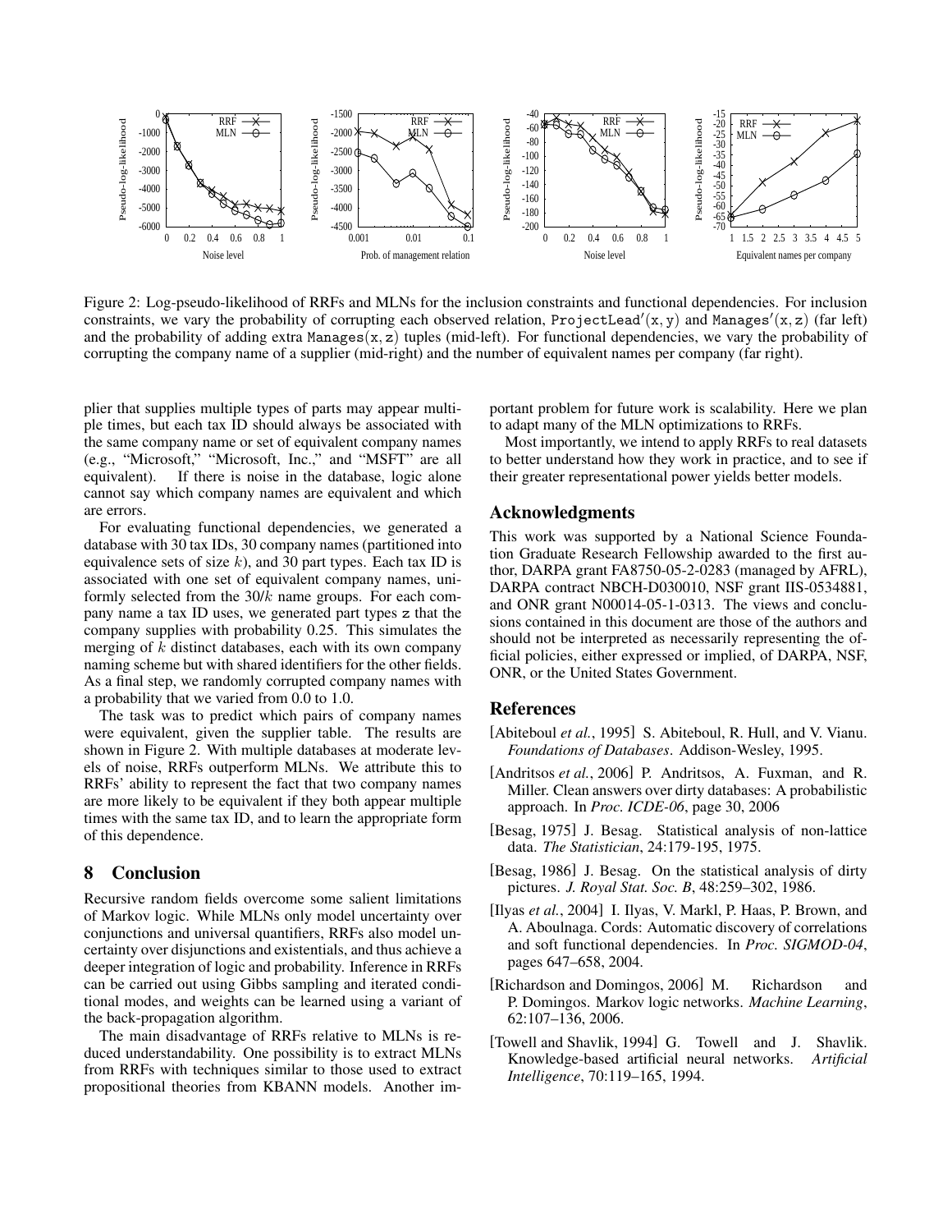Pseudo-log-likelihood

0
-1000
-2000
-3000
-4000
-5000
-6000

0 0.2 0.4 0.6 0.8 1

Noise level

RRF
MLN

Pseudo-log-likelihood

-1500
-2000
-2500
-3000
-3500
-4000
-4500

0.001 0.01 0.1

Prob. of management relation

RRF
MLN

Pseudo-log-likelihood

-40
-60
-80
-100
-120
-140
-160
-180
-200

0 0.2 0.4 0.6 0.8 1

Noise level

RRF
MLN

Pseudo-log-likelihood

-15
-20
-25
-30
-35
-40
-45
-50
-55
-60
-65
-70

1 1.5 2 2.5 3 3.5 4 4.5 5

Equivalent names per company

RRF
MLN

Figure 2: Log-pseudo-likelihood of RRFs and MLNs for the inclusion constraints and functional dependencies. For inclusion constraints, we vary the probability of corrupting each observed relation, $\texttt{ProjectLead}'(\texttt{x},\texttt{y})$ and $\texttt{Manages}'(\texttt{x},\texttt{z})$ (far left) and the probability of adding extra $\texttt{Manages}(\texttt{x},\texttt{z})$ tuples (mid-left). For functional dependencies, we vary the probability of corrupting the company name of a supplier (mid-right) and the number of equivalent names per company (far right).

plier that supplies multiple types of parts may appear multiple times, but each tax ID should always be associated with the same company name or set of equivalent company names (e.g., "Microsoft," "Microsoft, Inc.," and "MSFT" are all equivalent). If there is noise in the database, logic alone cannot say which company names are equivalent and which are errors.

For evaluating functional dependencies, we generated a database with 30 tax IDs, 30 company names (partitioned into equivalence sets of size $k$), and 30 part types. Each tax ID is associated with one set of equivalent company names, uniformly selected from the 30/$k$ name groups. For each company name a tax ID uses, we generated part types z that the company supplies with probability 0.25. This simulates the merging of $k$ distinct databases, each with its own company naming scheme but with shared identifiers for the other fields. As a final step, we randomly corrupted company names with a probability that we varied from 0.0 to 1.0.

The task was to predict which pairs of company names were equivalent, given the supplier table. The results are shown in Figure 2. With multiple databases at moderate levels of noise, RRFs outperform MLNs. We attribute this to RRFs' ability to represent the fact that two company names are more likely to be equivalent if they both appear multiple times with the same tax ID, and to learn the appropriate form of this dependence.

## 8 Conclusion

Recursive random fields overcome some salient limitations of Markov logic. While MLNs only model uncertainty over conjunctions and universal quantifiers, RRFs also model uncertainty over disjunctions and existentials, and thus achieve a deeper integration of logic and probability. Inference in RRFs can be carried out using Gibbs sampling and iterated conditional modes, and weights can be learned using a variant of the back-propagation algorithm.

The main disadvantage of RRFs relative to MLNs is reduced understandability. One possibility is to extract MLNs from RRFs with techniques similar to those used to extract propositional theories from KBANN models. Another important problem for future work is scalability. Here we plan to adapt many of the MLN optimizations to RRFs.

Most importantly, we intend to apply RRFs to real datasets to better understand how they work in practice, and to see if their greater representational power yields better models.

## Acknowledgments

This work was supported by a National Science Foundation Graduate Research Fellowship awarded to the first author, DARPA grant FA8750-05-2-0283 (managed by AFRL), DARPA contract NBCH-D030010, NSF grant IIS-0534881, and ONR grant N00014-05-1-0313. The views and conclusions contained in this document are those of the authors and should not be interpreted as necessarily representing the official policies, either expressed or implied, of DARPA, NSF, ONR, or the United States Government.

## References

[Abiteboul *et al.*, 1995] S. Abiteboul, R. Hull, and V. Vianu. *Foundations of Databases*. Addison-Wesley, 1995.

[Andritsos *et al.*, 2006] P. Andritsos, A. Fuxman, and R. Miller. Clean answers over dirty databases: A probabilistic approach. In *Proc. ICDE-06*, page 30, 2006

[Besag, 1975] J. Besag. Statistical analysis of non-lattice data. *The Statistician*, 24:179-195, 1975.

[Besag, 1986] J. Besag. On the statistical analysis of dirty pictures. *J. Royal Stat. Soc. B*, 48:259–302, 1986.

[Ilyas *et al.*, 2004] I. Ilyas, V. Markl, P. Haas, P. Brown, and A. Aboulnaga. Cords: Automatic discovery of correlations and soft functional dependencies. In *Proc. SIGMOD-04*, pages 647–658, 2004.

[Richardson and Domingos, 2006] M. Richardson and P. Domingos. Markov logic networks. *Machine Learning*, 62:107–136, 2006.

[Towell and Shavlik, 1994] G. Towell and J. Shavlik. Knowledge-based artificial neural networks. *Artificial Intelligence*, 70:119–165, 1994.